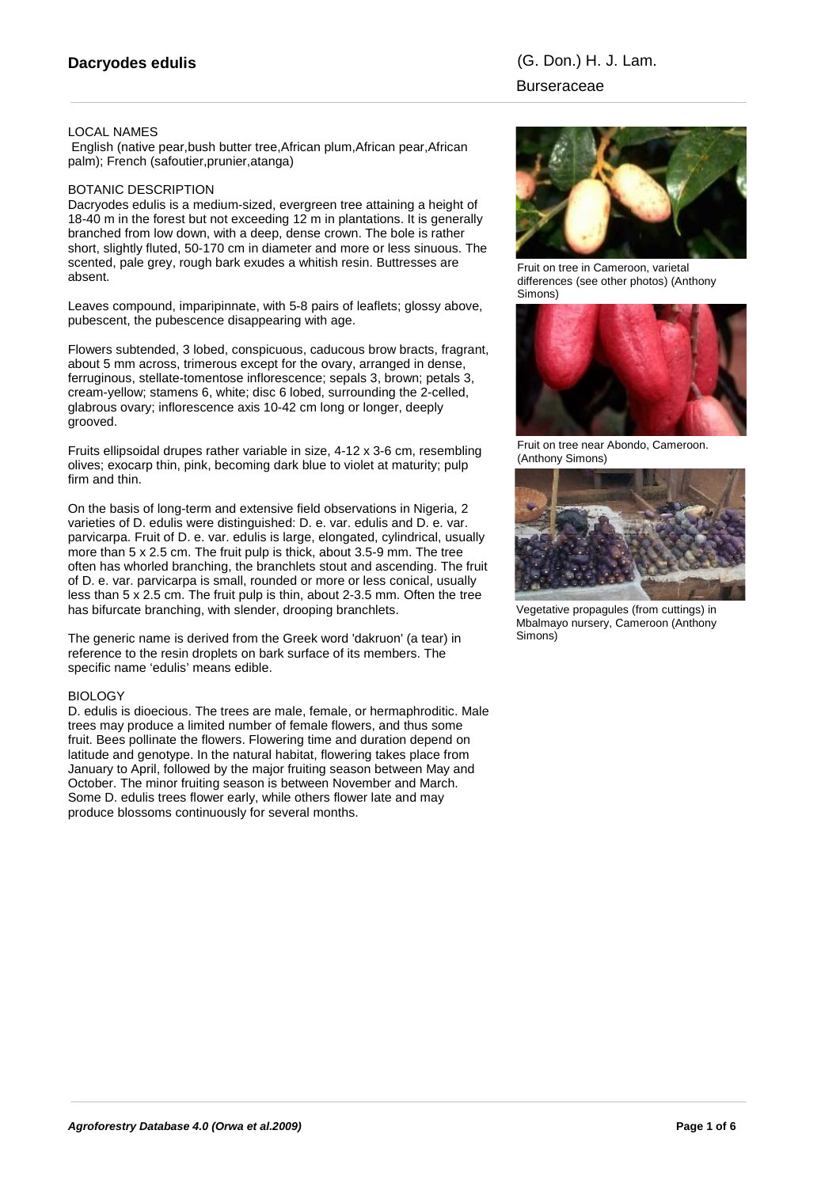# Dacryodes edulis

(G. Don.) H. J. Lam.

Burseraceae

## LOCAL NAMES

English (native pear,bush butter tree,African plum,African pear,African palm); French (safoutier,prunier,atanga)

## BOTANIC DESCRIPTION

Dacryodes edulis is a medium-sized, evergreen tree attaining a height of 18-40 m in the forest but not exceeding 12 m in plantations. It is generally branched from low down, with a deep, dense crown. The bole is rather short, slightly fluted, 50-170 cm in diameter and more or less sinuous. The scented, pale grey, rough bark exudes a whitish resin. Buttresses are absent.

Leaves compound, imparipinnate, with 5-8 pairs of leaflets; glossy above, pubescent, the pubescence disappearing with age.

Flowers subtended, 3 lobed, conspicuous, caducous brow bracts, fragrant, about 5 mm across, trimerous except for the ovary, arranged in dense, ferruginous, stellate-tomentose inflorescence; sepals 3, brown; petals 3, cream-yellow; stamens 6, white; disc 6 lobed, surrounding the 2-celled, glabrous ovary; inflorescence axis 10-42 cm long or longer, deeply grooved.

Fruits ellipsoidal drupes rather variable in size, 4-12 x 3-6 cm, resembling olives; exocarp thin, pink, becoming dark blue to violet at maturity; pulp firm and thin.

On the basis of long-term and extensive field observations in Nigeria, 2 varieties of D. edulis were distinguished: D. e. var. edulis and D. e. var. parvicarpa. Fruit of D. e. var. edulis is large, elongated, cylindrical, usually more than 5 x 2.5 cm. The fruit pulp is thick, about 3.5-9 mm. The tree often has whorled branching, the branchlets stout and ascending. The fruit of D. e. var. parvicarpa is small, rounded or more or less conical, usually less than 5 x 2.5 cm. The fruit pulp is thin, about 2-3.5 mm. Often the tree has bifurcate branching, with slender, drooping branchlets.

The generic name is derived from the Greek word 'dakruon' (a tear) in reference to the resin droplets on bark surface of its members. The specific name 'edulis' means edible.

## BIOLOGY

D. edulis is dioecious. The trees are male, female, or hermaphroditic. Male trees may produce a limited number of female flowers, and thus some fruit. Bees pollinate the flowers. Flowering time and duration depend on latitude and genotype. In the natural habitat, flowering takes place from January to April, followed by the major fruiting season between May and October. The minor fruiting season is between November and March. Some D. edulis trees flower early, while others flower late and may produce blossoms continuously for several months.

Fruit on tree in Cameroon, varietal differences (see other photos) (Anthony Simons)

Fruit on tree near Abondo, Cameroon. (Anthony Simons)

Vegetative propagules (from cuttings) in Mbalmayo nursery, Cameroon (Anthony Simons)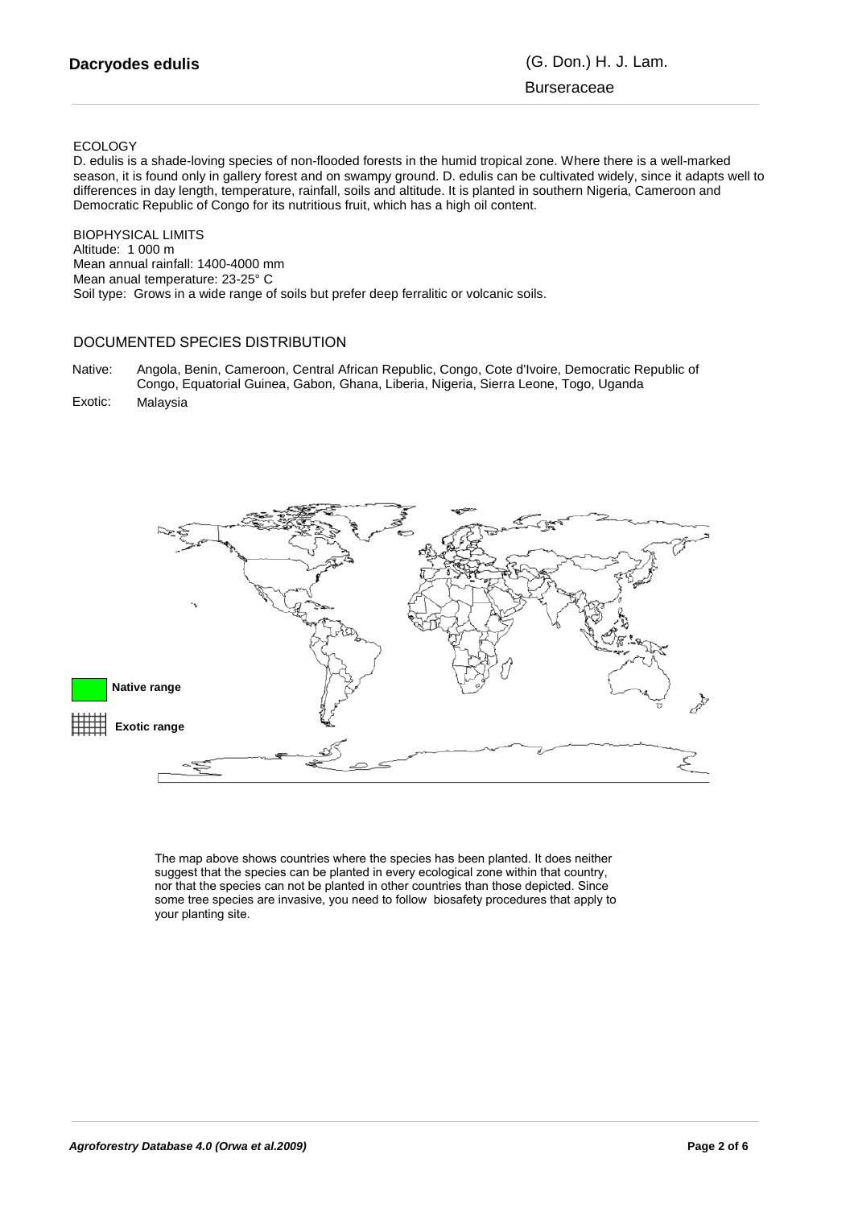**Dacryodes edulis** (G. Don.) H. J. Lam.

Burseraceae

ECOLOGY

D. edulis is a shade-loving species of non-flooded forests in the humid tropical zone. Where there is a well-marked season, it is found only in gallery forest and on swampy ground. D. edulis can be cultivated widely, since it adapts well to differences in day length, temperature, rainfall, soils and altitude. It is planted in southern Nigeria, Cameroon and Democratic Republic of Congo for its nutritious fruit, which has a high oil content.

BIOPHYSICAL LIMITS

Altitude: 1 000 m
Mean annual rainfall: 1400-4000 mm
Mean anual temperature: 23-25° C
Soil type: Grows in a wide range of soils but prefer deep ferralitic or volcanic soils.

## DOCUMENTED SPECIES DISTRIBUTION

Native: Angola, Benin, Cameroon, Central African Republic, Congo, Cote d'Ivoire, Democratic Republic of Congo, Equatorial Guinea, Gabon, Ghana, Liberia, Nigeria, Sierra Leone, Togo, Uganda

Exotic: Malaysia

**Native range**

**Exotic range**

The map above shows countries where the species has been planted. It does neither suggest that the species can be planted in every ecological zone within that country, nor that the species can not be planted in other countries than those depicted. Since some tree species are invasive, you need to follow biosafety procedures that apply to your planting site.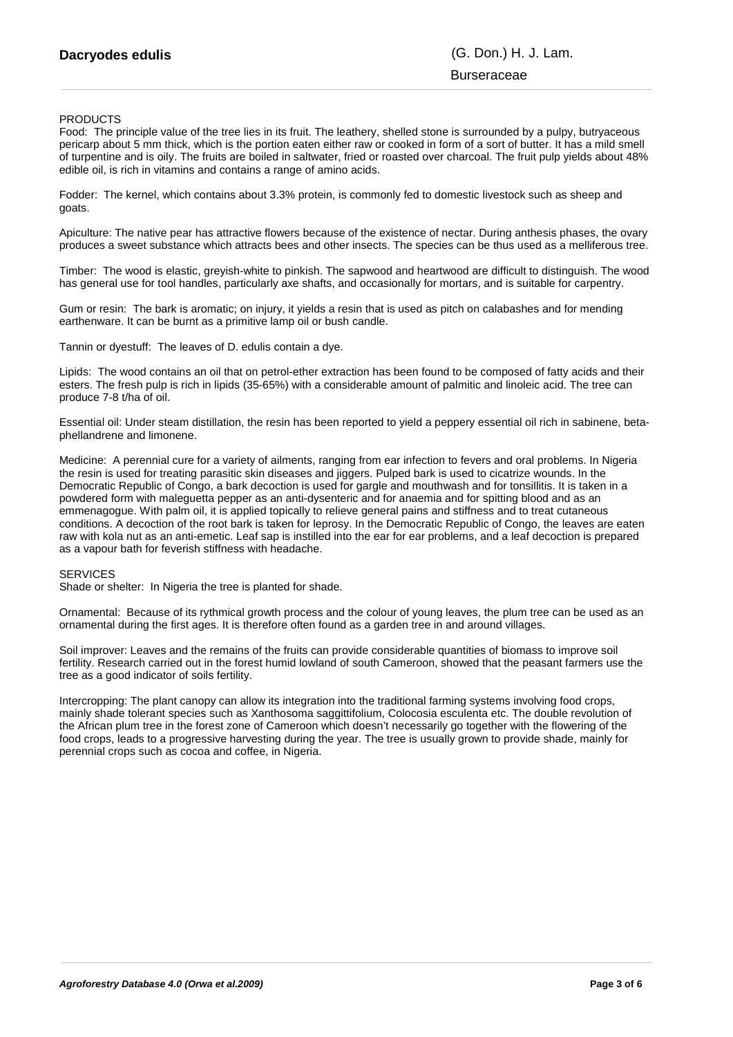PRODUCTS

Food: The principle value of the tree lies in its fruit. The leathery, shelled stone is surrounded by a pulpy, butryaceous pericarp about 5 mm thick, which is the portion eaten either raw or cooked in form of a sort of butter. It has a mild smell of turpentine and is oily. The fruits are boiled in saltwater, fried or roasted over charcoal. The fruit pulp yields about 48% edible oil, is rich in vitamins and contains a range of amino acids.

Fodder: The kernel, which contains about 3.3% protein, is commonly fed to domestic livestock such as sheep and goats.

Apiculture: The native pear has attractive flowers because of the existence of nectar. During anthesis phases, the ovary produces a sweet substance which attracts bees and other insects. The species can be thus used as a melliferous tree.

Timber: The wood is elastic, greyish-white to pinkish. The sapwood and heartwood are difficult to distinguish. The wood has general use for tool handles, particularly axe shafts, and occasionally for mortars, and is suitable for carpentry.

Gum or resin: The bark is aromatic; on injury, it yields a resin that is used as pitch on calabashes and for mending earthenware. It can be burnt as a primitive lamp oil or bush candle.

Tannin or dyestuff: The leaves of D. edulis contain a dye.

Lipids: The wood contains an oil that on petrol-ether extraction has been found to be composed of fatty acids and their esters. The fresh pulp is rich in lipids (35-65%) with a considerable amount of palmitic and linoleic acid. The tree can produce 7-8 t/ha of oil.

Essential oil: Under steam distillation, the resin has been reported to yield a peppery essential oil rich in sabinene, beta-phellandrene and limonene.

Medicine: A perennial cure for a variety of ailments, ranging from ear infection to fevers and oral problems. In Nigeria the resin is used for treating parasitic skin diseases and jiggers. Pulped bark is used to cicatrize wounds. In the Democratic Republic of Congo, a bark decoction is used for gargle and mouthwash and for tonsillitis. It is taken in a powdered form with maleguetta pepper as an anti-dysenteric and for anaemia and for spitting blood and as an emmenagogue. With palm oil, it is applied topically to relieve general pains and stiffness and to treat cutaneous conditions. A decoction of the root bark is taken for leprosy. In the Democratic Republic of Congo, the leaves are eaten raw with kola nut as an anti-emetic. Leaf sap is instilled into the ear for ear problems, and a leaf decoction is prepared as a vapour bath for feverish stiffness with headache.

SERVICES

Shade or shelter: In Nigeria the tree is planted for shade.

Ornamental: Because of its rythmical growth process and the colour of young leaves, the plum tree can be used as an ornamental during the first ages. It is therefore often found as a garden tree in and around villages.

Soil improver: Leaves and the remains of the fruits can provide considerable quantities of biomass to improve soil fertility. Research carried out in the forest humid lowland of south Cameroon, showed that the peasant farmers use the tree as a good indicator of soils fertility.

Intercropping: The plant canopy can allow its integration into the traditional farming systems involving food crops, mainly shade tolerant species such as Xanthosoma saggittifolium, Colocosia esculenta etc. The double revolution of the African plum tree in the forest zone of Cameroon which doesn't necessarily go together with the flowering of the food crops, leads to a progressive harvesting during the year. The tree is usually grown to provide shade, mainly for perennial crops such as cocoa and coffee, in Nigeria.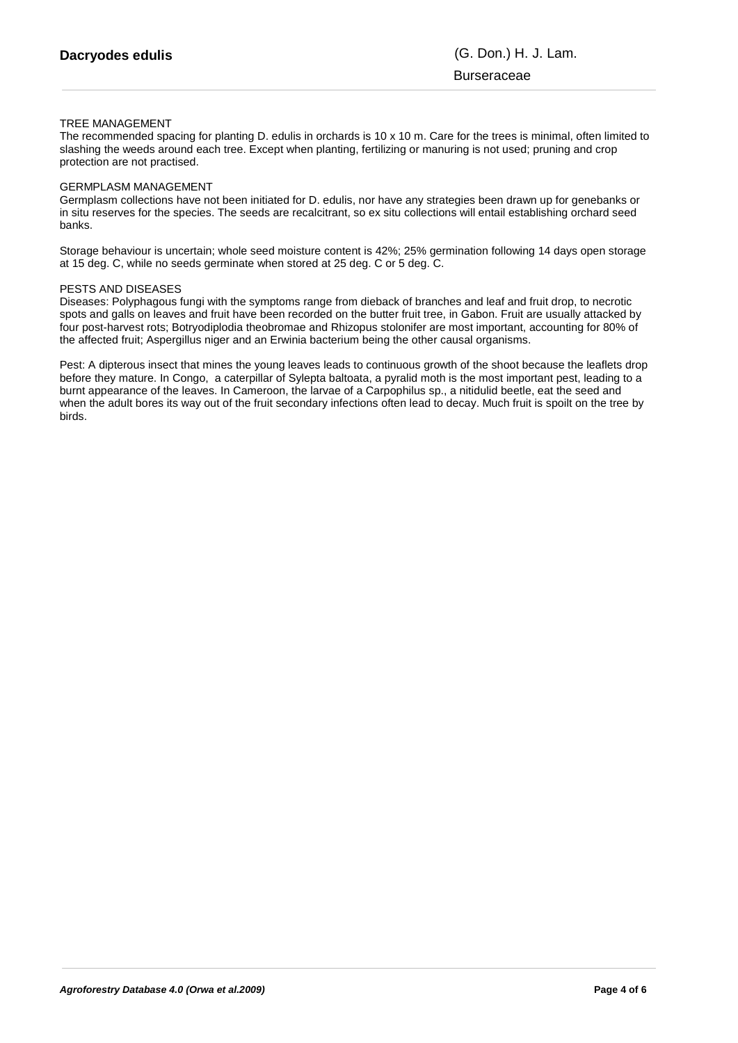## TREE MANAGEMENT

The recommended spacing for planting D. edulis in orchards is 10 x 10 m. Care for the trees is minimal, often limited to slashing the weeds around each tree. Except when planting, fertilizing or manuring is not used; pruning and crop protection are not practised.

## GERMPLASM MANAGEMENT

Germplasm collections have not been initiated for D. edulis, nor have any strategies been drawn up for genebanks or in situ reserves for the species. The seeds are recalcitrant, so ex situ collections will entail establishing orchard seed banks.

Storage behaviour is uncertain; whole seed moisture content is 42%; 25% germination following 14 days open storage at 15 deg. C, while no seeds germinate when stored at 25 deg. C or 5 deg. C.

## PESTS AND DISEASES

Diseases: Polyphagous fungi with the symptoms range from dieback of branches and leaf and fruit drop, to necrotic spots and galls on leaves and fruit have been recorded on the butter fruit tree, in Gabon. Fruit are usually attacked by four post-harvest rots; Botryodiplodia theobromae and Rhizopus stolonifer are most important, accounting for 80% of the affected fruit; Aspergillus niger and an Erwinia bacterium being the other causal organisms.

Pest: A dipterous insect that mines the young leaves leads to continuous growth of the shoot because the leaflets drop before they mature. In Congo, a caterpillar of Sylepta baltoata, a pyralid moth is the most important pest, leading to a burnt appearance of the leaves. In Cameroon, the larvae of a Carpophilus sp., a nitidulid beetle, eat the seed and when the adult bores its way out of the fruit secondary infections often lead to decay. Much fruit is spoilt on the tree by birds.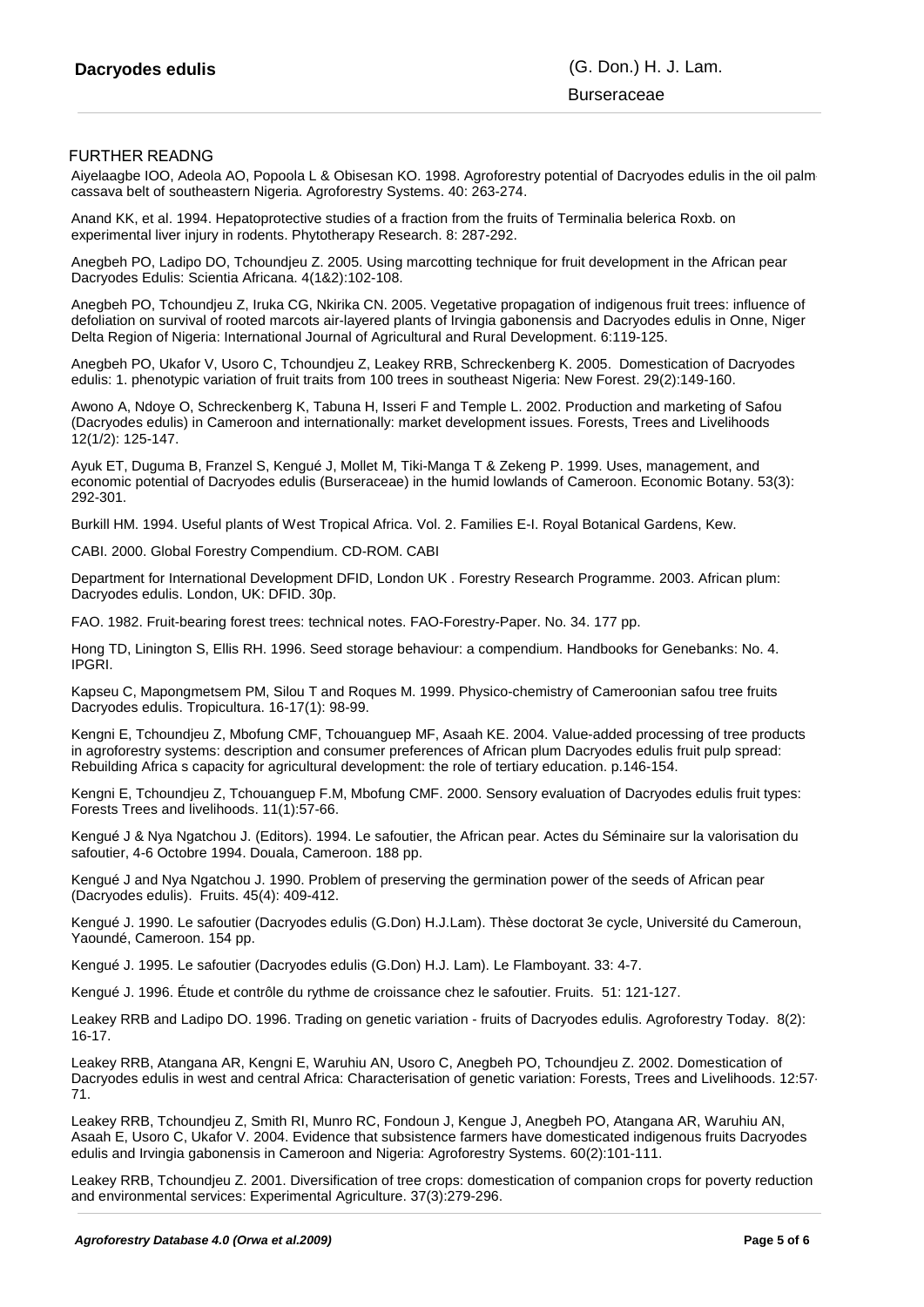## FURTHER READNG

Aiyelaagbe IOO, Adeola AO, Popoola L & Obisesan KO. 1998. Agroforestry potential of Dacryodes edulis in the oil palm cassava belt of southeastern Nigeria. Agroforestry Systems. 40: 263-274.

Anand KK, et al. 1994. Hepatoprotective studies of a fraction from the fruits of Terminalia belerica Roxb. on experimental liver injury in rodents. Phytotherapy Research. 8: 287-292.

Anegbeh PO, Ladipo DO, Tchoundjeu Z. 2005. Using marcotting technique for fruit development in the African pear Dacryodes Edulis: Scientia Africana. 4(1&2):102-108.

Anegbeh PO, Tchoundjeu Z, Iruka CG, Nkirika CN. 2005. Vegetative propagation of indigenous fruit trees: influence of defoliation on survival of rooted marcots air-layered plants of Irvingia gabonensis and Dacryodes edulis in Onne, Niger Delta Region of Nigeria: International Journal of Agricultural and Rural Development. 6:119-125.

Anegbeh PO, Ukafor V, Usoro C, Tchoundjeu Z, Leakey RRB, Schreckenberg K. 2005. Domestication of Dacryodes edulis: 1. phenotypic variation of fruit traits from 100 trees in southeast Nigeria: New Forest. 29(2):149-160.

Awono A, Ndoye O, Schreckenberg K, Tabuna H, Isseri F and Temple L. 2002. Production and marketing of Safou (Dacryodes edulis) in Cameroon and internationally: market development issues. Forests, Trees and Livelihoods 12(1/2): 125-147.

Ayuk ET, Duguma B, Franzel S, Kengué J, Mollet M, Tiki-Manga T & Zekeng P. 1999. Uses, management, and economic potential of Dacryodes edulis (Burseraceae) in the humid lowlands of Cameroon. Economic Botany. 53(3): 292-301.

Burkill HM. 1994. Useful plants of West Tropical Africa. Vol. 2. Families E-I. Royal Botanical Gardens, Kew.

CABI. 2000. Global Forestry Compendium. CD-ROM. CABI

Department for International Development DFID, London UK . Forestry Research Programme. 2003. African plum: Dacryodes edulis. London, UK: DFID. 30p.

FAO. 1982. Fruit-bearing forest trees: technical notes. FAO-Forestry-Paper. No. 34. 177 pp.

Hong TD, Linington S, Ellis RH. 1996. Seed storage behaviour: a compendium. Handbooks for Genebanks: No. 4. IPGRI.

Kapseu C, Mapongmetsem PM, Silou T and Roques M. 1999. Physico-chemistry of Cameroonian safou tree fruits Dacryodes edulis. Tropicultura. 16-17(1): 98-99.

Kengni E, Tchoundjeu Z, Mbofung CMF, Tchouanguep MF, Asaah KE. 2004. Value-added processing of tree products in agroforestry systems: description and consumer preferences of African plum Dacryodes edulis fruit pulp spread: Rebuilding Africa s capacity for agricultural development: the role of tertiary education. p.146-154.

Kengni E, Tchoundjeu Z, Tchouanguep F.M, Mbofung CMF. 2000. Sensory evaluation of Dacryodes edulis fruit types: Forests Trees and livelihoods. 11(1):57-66.

Kengué J & Nya Ngatchou J. (Editors). 1994. Le safoutier, the African pear. Actes du Séminaire sur la valorisation du safoutier, 4-6 Octobre 1994. Douala, Cameroon. 188 pp.

Kengué J and Nya Ngatchou J. 1990. Problem of preserving the germination power of the seeds of African pear (Dacryodes edulis). Fruits. 45(4): 409-412.

Kengué J. 1990. Le safoutier (Dacryodes edulis (G.Don) H.J.Lam). Thèse doctorat 3e cycle, Université du Cameroun, Yaoundé, Cameroon. 154 pp.

Kengué J. 1995. Le safoutier (Dacryodes edulis (G.Don) H.J. Lam). Le Flamboyant. 33: 4-7.

Kengué J. 1996. Étude et contrôle du rythme de croissance chez le safoutier. Fruits. 51: 121-127.

Leakey RRB and Ladipo DO. 1996. Trading on genetic variation - fruits of Dacryodes edulis. Agroforestry Today. 8(2): 16-17.

Leakey RRB, Atangana AR, Kengni E, Waruhiu AN, Usoro C, Anegbeh PO, Tchoundjeu Z. 2002. Domestication of Dacryodes edulis in west and central Africa: Characterisation of genetic variation: Forests, Trees and Livelihoods. 12:57-71.

Leakey RRB, Tchoundjeu Z, Smith RI, Munro RC, Fondoun J, Kengue J, Anegbeh PO, Atangana AR, Waruhiu AN, Asaah E, Usoro C, Ukafor V. 2004. Evidence that subsistence farmers have domesticated indigenous fruits Dacryodes edulis and Irvingia gabonensis in Cameroon and Nigeria: Agroforestry Systems. 60(2):101-111.

Leakey RRB, Tchoundjeu Z. 2001. Diversification of tree crops: domestication of companion crops for poverty reduction and environmental services: Experimental Agriculture. 37(3):279-296.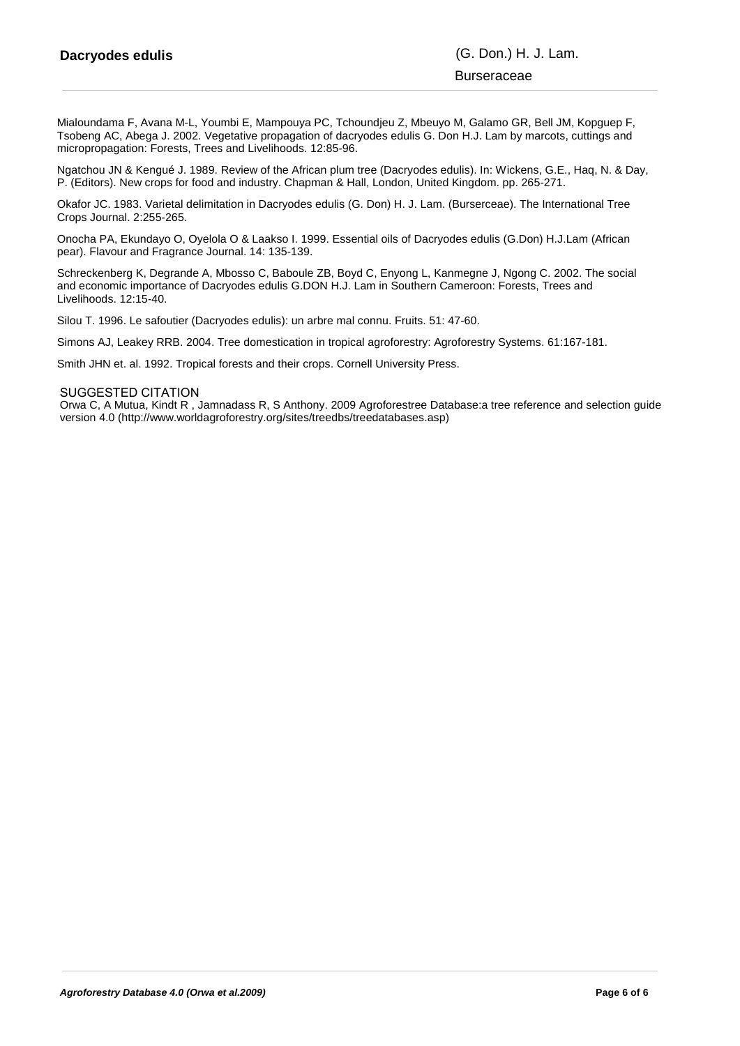Mialoundama F, Avana M-L, Youmbi E, Mampouya PC, Tchoundjeu Z, Mbeuyo M, Galamo GR, Bell JM, Kopguep F, Tsobeng AC, Abega J. 2002. Vegetative propagation of dacryodes edulis G. Don H.J. Lam by marcots, cuttings and micropropagation: Forests, Trees and Livelihoods. 12:85-96.

Ngatchou JN & Kengué J. 1989. Review of the African plum tree (Dacryodes edulis). In: Wickens, G.E., Haq, N. & Day, P. (Editors). New crops for food and industry. Chapman & Hall, London, United Kingdom. pp. 265-271.

Okafor JC. 1983. Varietal delimitation in Dacryodes edulis (G. Don) H. J. Lam. (Burserceae). The International Tree Crops Journal. 2:255-265.

Onocha PA, Ekundayo O, Oyelola O & Laakso I. 1999. Essential oils of Dacryodes edulis (G.Don) H.J.Lam (African pear). Flavour and Fragrance Journal. 14: 135-139.

Schreckenberg K, Degrande A, Mbosso C, Baboule ZB, Boyd C, Enyong L, Kanmegne J, Ngong C. 2002. The social and economic importance of Dacryodes edulis G.DON H.J. Lam in Southern Cameroon: Forests, Trees and Livelihoods. 12:15-40.

Silou T. 1996. Le safoutier (Dacryodes edulis): un arbre mal connu. Fruits. 51: 47-60.

Simons AJ, Leakey RRB. 2004. Tree domestication in tropical agroforestry: Agroforestry Systems. 61:167-181.

Smith JHN et. al. 1992. Tropical forests and their crops. Cornell University Press.

SUGGESTED CITATION

Orwa C, A Mutua, Kindt R , Jamnadass R, S Anthony. 2009 Agroforestree Database:a tree reference and selection guide version 4.0 (http://www.worldagroforestry.org/sites/treedbs/treedatabases.asp)